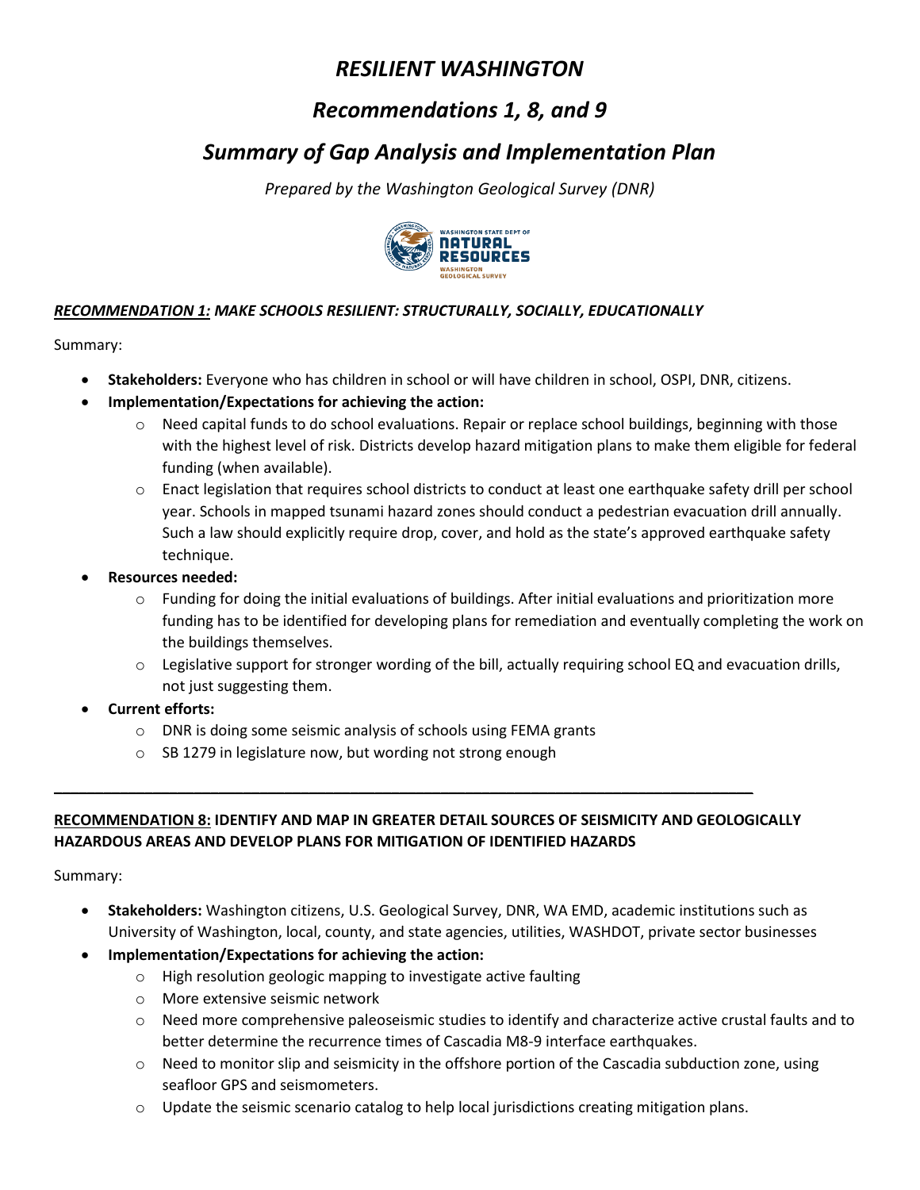# *RESILIENT WASHINGTON*

## *Recommendations 1, 8, and 9*

## *Summary of Gap Analysis and Implementation Plan*

*Prepared by the Washington Geological Survey (DNR)*

***RECOMMENDATION 1:* MAKE SCHOOLS RESILIENT: STRUCTURALLY, SOCIALLY, EDUCATIONALLY**

Summary:

- **Stakeholders:** Everyone who has children in school or will have children in school, OSPI, DNR, citizens.
- **Implementation/Expectations for achieving the action:**
  - Need capital funds to do school evaluations. Repair or replace school buildings, beginning with those with the highest level of risk. Districts develop hazard mitigation plans to make them eligible for federal funding (when available).
  - Enact legislation that requires school districts to conduct at least one earthquake safety drill per school year. Schools in mapped tsunami hazard zones should conduct a pedestrian evacuation drill annually. Such a law should explicitly require drop, cover, and hold as the state's approved earthquake safety technique.
- **Resources needed:**
  - Funding for doing the initial evaluations of buildings. After initial evaluations and prioritization more funding has to be identified for developing plans for remediation and eventually completing the work on the buildings themselves.
  - Legislative support for stronger wording of the bill, actually requiring school EQ and evacuation drills, not just suggesting them.
- **Current efforts:**
  - DNR is doing some seismic analysis of schools using FEMA grants
  - SB 1279 in legislature now, but wording not strong enough

---

**RECOMMENDATION 8: IDENTIFY AND MAP IN GREATER DETAIL SOURCES OF SEISMICITY AND GEOLOGICALLY HAZARDOUS AREAS AND DEVELOP PLANS FOR MITIGATION OF IDENTIFIED HAZARDS**

Summary:

- **Stakeholders:** Washington citizens, U.S. Geological Survey, DNR, WA EMD, academic institutions such as University of Washington, local, county, and state agencies, utilities, WASHDOT, private sector businesses
- **Implementation/Expectations for achieving the action:**
  - High resolution geologic mapping to investigate active faulting
  - More extensive seismic network
  - Need more comprehensive paleoseismic studies to identify and characterize active crustal faults and to better determine the recurrence times of Cascadia M8-9 interface earthquakes.
  - Need to monitor slip and seismicity in the offshore portion of the Cascadia subduction zone, using seafloor GPS and seismometers.
  - Update the seismic scenario catalog to help local jurisdictions creating mitigation plans.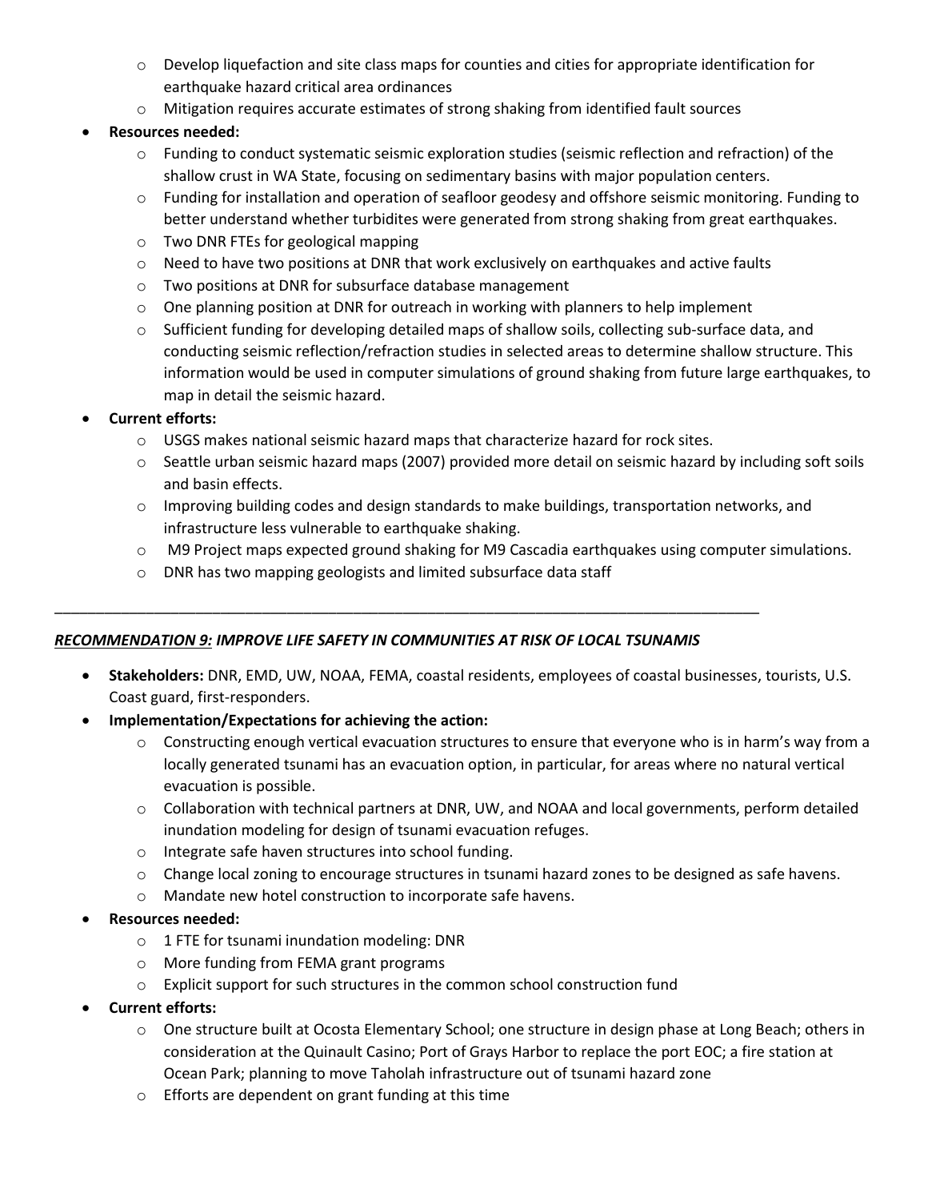- Develop liquefaction and site class maps for counties and cities for appropriate identification for earthquake hazard critical area ordinances
  - Mitigation requires accurate estimates of strong shaking from identified fault sources
- **Resources needed:**
  - Funding to conduct systematic seismic exploration studies (seismic reflection and refraction) of the shallow crust in WA State, focusing on sedimentary basins with major population centers.
  - Funding for installation and operation of seafloor geodesy and offshore seismic monitoring. Funding to better understand whether turbidites were generated from strong shaking from great earthquakes.
  - Two DNR FTEs for geological mapping
  - Need to have two positions at DNR that work exclusively on earthquakes and active faults
  - Two positions at DNR for subsurface database management
  - One planning position at DNR for outreach in working with planners to help implement
  - Sufficient funding for developing detailed maps of shallow soils, collecting sub-surface data, and conducting seismic reflection/refraction studies in selected areas to determine shallow structure. This information would be used in computer simulations of ground shaking from future large earthquakes, to map in detail the seismic hazard.
- **Current efforts:**
  - USGS makes national seismic hazard maps that characterize hazard for rock sites.
  - Seattle urban seismic hazard maps (2007) provided more detail on seismic hazard by including soft soils and basin effects.
  - Improving building codes and design standards to make buildings, transportation networks, and infrastructure less vulnerable to earthquake shaking.
  - M9 Project maps expected ground shaking for M9 Cascadia earthquakes using computer simulations.
  - DNR has two mapping geologists and limited subsurface data staff

---

***RECOMMENDATION 9: IMPROVE LIFE SAFETY IN COMMUNITIES AT RISK OF LOCAL TSUNAMIS***

- **Stakeholders:** DNR, EMD, UW, NOAA, FEMA, coastal residents, employees of coastal businesses, tourists, U.S. Coast guard, first-responders.
- **Implementation/Expectations for achieving the action:**
  - Constructing enough vertical evacuation structures to ensure that everyone who is in harm's way from a locally generated tsunami has an evacuation option, in particular, for areas where no natural vertical evacuation is possible.
  - Collaboration with technical partners at DNR, UW, and NOAA and local governments, perform detailed inundation modeling for design of tsunami evacuation refuges.
  - Integrate safe haven structures into school funding.
  - Change local zoning to encourage structures in tsunami hazard zones to be designed as safe havens.
  - Mandate new hotel construction to incorporate safe havens.
- **Resources needed:**
  - 1 FTE for tsunami inundation modeling: DNR
  - More funding from FEMA grant programs
  - Explicit support for such structures in the common school construction fund
- **Current efforts:**
  - One structure built at Ocosta Elementary School; one structure in design phase at Long Beach; others in consideration at the Quinault Casino; Port of Grays Harbor to replace the port EOC; a fire station at Ocean Park; planning to move Taholah infrastructure out of tsunami hazard zone
  - Efforts are dependent on grant funding at this time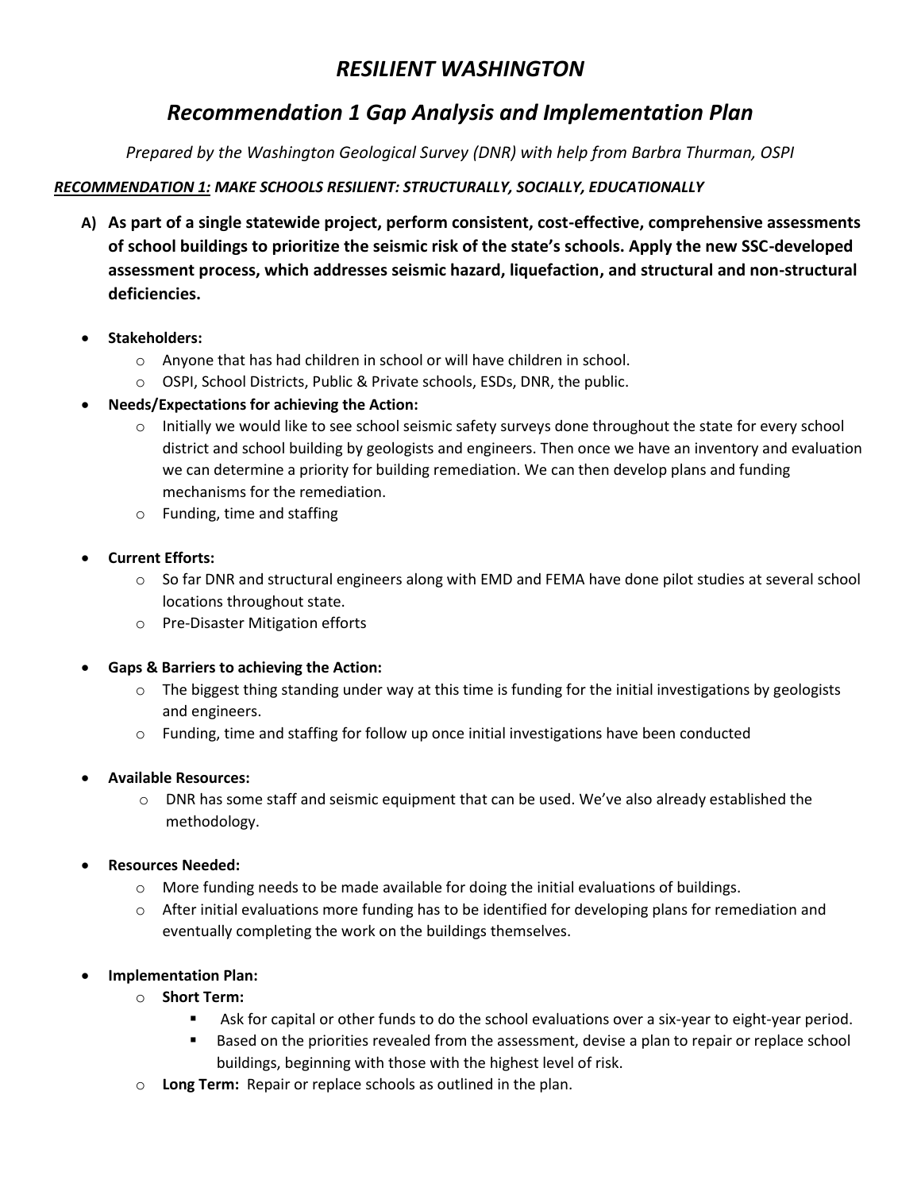# *RESILIENT WASHINGTON*

## *Recommendation 1 Gap Analysis and Implementation Plan*

*Prepared by the Washington Geological Survey (DNR) with help from Barbra Thurman, OSPI*

***RECOMMENDATION 1:** MAKE SCHOOLS RESILIENT: STRUCTURALLY, SOCIALLY, EDUCATIONALLY*

**A) As part of a single statewide project, perform consistent, cost-effective, comprehensive assessments of school buildings to prioritize the seismic risk of the state's schools. Apply the new SSC-developed assessment process, which addresses seismic hazard, liquefaction, and structural and non-structural deficiencies.**

- **Stakeholders:**
  - Anyone that has had children in school or will have children in school.
  - OSPI, School Districts, Public & Private schools, ESDs, DNR, the public.
- **Needs/Expectations for achieving the Action:**
  - Initially we would like to see school seismic safety surveys done throughout the state for every school district and school building by geologists and engineers. Then once we have an inventory and evaluation we can determine a priority for building remediation. We can then develop plans and funding mechanisms for the remediation.
  - Funding, time and staffing
- **Current Efforts:**
  - So far DNR and structural engineers along with EMD and FEMA have done pilot studies at several school locations throughout state.
  - Pre-Disaster Mitigation efforts
- **Gaps & Barriers to achieving the Action:**
  - The biggest thing standing under way at this time is funding for the initial investigations by geologists and engineers.
  - Funding, time and staffing for follow up once initial investigations have been conducted
- **Available Resources:**
  - DNR has some staff and seismic equipment that can be used. We've also already established the methodology.
- **Resources Needed:**
  - More funding needs to be made available for doing the initial evaluations of buildings.
  - After initial evaluations more funding has to be identified for developing plans for remediation and eventually completing the work on the buildings themselves.
- **Implementation Plan:**
  - **Short Term:**
    - Ask for capital or other funds to do the school evaluations over a six-year to eight-year period.
    - Based on the priorities revealed from the assessment, devise a plan to repair or replace school buildings, beginning with those with the highest level of risk.
  - **Long Term:** Repair or replace schools as outlined in the plan.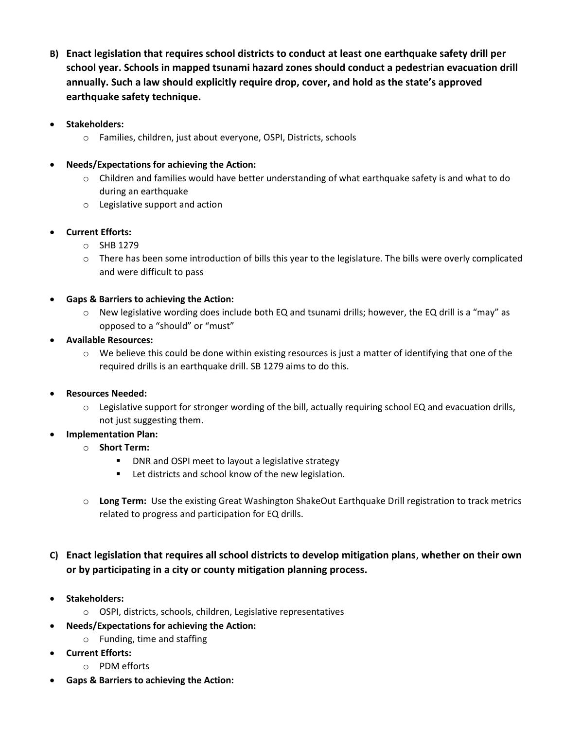**B) Enact legislation that requires school districts to conduct at least one earthquake safety drill per school year. Schools in mapped tsunami hazard zones should conduct a pedestrian evacuation drill annually. Such a law should explicitly require drop, cover, and hold as the state's approved earthquake safety technique.**

- **Stakeholders:**
  - Families, children, just about everyone, OSPI, Districts, schools
- **Needs/Expectations for achieving the Action:**
  - Children and families would have better understanding of what earthquake safety is and what to do during an earthquake
  - Legislative support and action
- **Current Efforts:**
  - SHB 1279
  - There has been some introduction of bills this year to the legislature. The bills were overly complicated and were difficult to pass
- **Gaps & Barriers to achieving the Action:**
  - New legislative wording does include both EQ and tsunami drills; however, the EQ drill is a "may" as opposed to a "should" or "must"
- **Available Resources:**
  - We believe this could be done within existing resources is just a matter of identifying that one of the required drills is an earthquake drill. SB 1279 aims to do this.
- **Resources Needed:**
  - Legislative support for stronger wording of the bill, actually requiring school EQ and evacuation drills, not just suggesting them.
- **Implementation Plan:**
  - **Short Term:**
    - DNR and OSPI meet to layout a legislative strategy
    - Let districts and school know of the new legislation.
  - **Long Term:** Use the existing Great Washington ShakeOut Earthquake Drill registration to track metrics related to progress and participation for EQ drills.

**C) Enact legislation that requires all school districts to develop mitigation plans, whether on their own or by participating in a city or county mitigation planning process.**

- **Stakeholders:**
  - OSPI, districts, schools, children, Legislative representatives
- **Needs/Expectations for achieving the Action:**
  - Funding, time and staffing
- **Current Efforts:**
  - PDM efforts
- **Gaps & Barriers to achieving the Action:**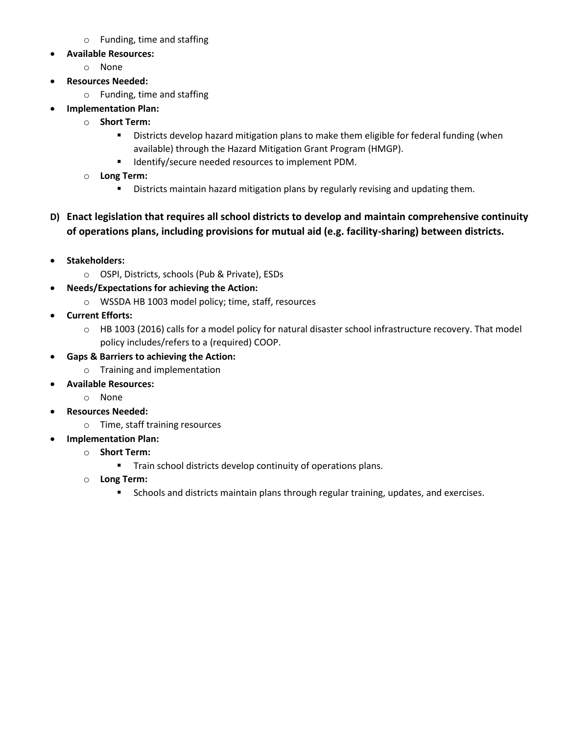- Funding, time and staffing
- **Available Resources:**
  - None
- **Resources Needed:**
  - Funding, time and staffing
- **Implementation Plan:**
  - **Short Term:**
    - Districts develop hazard mitigation plans to make them eligible for federal funding (when available) through the Hazard Mitigation Grant Program (HMGP).
    - Identify/secure needed resources to implement PDM.
  - **Long Term:**
    - Districts maintain hazard mitigation plans by regularly revising and updating them.

**D) Enact legislation that requires all school districts to develop and maintain comprehensive continuity of operations plans, including provisions for mutual aid (e.g. facility-sharing) between districts.**

- **Stakeholders:**
  - OSPI, Districts, schools (Pub & Private), ESDs
- **Needs/Expectations for achieving the Action:**
  - WSSDA HB 1003 model policy; time, staff, resources
- **Current Efforts:**
  - HB 1003 (2016) calls for a model policy for natural disaster school infrastructure recovery. That model policy includes/refers to a (required) COOP.
- **Gaps & Barriers to achieving the Action:**
  - Training and implementation
- **Available Resources:**
  - None
- **Resources Needed:**
  - Time, staff training resources
- **Implementation Plan:**
  - **Short Term:**
    - Train school districts develop continuity of operations plans.
  - **Long Term:**
    - Schools and districts maintain plans through regular training, updates, and exercises.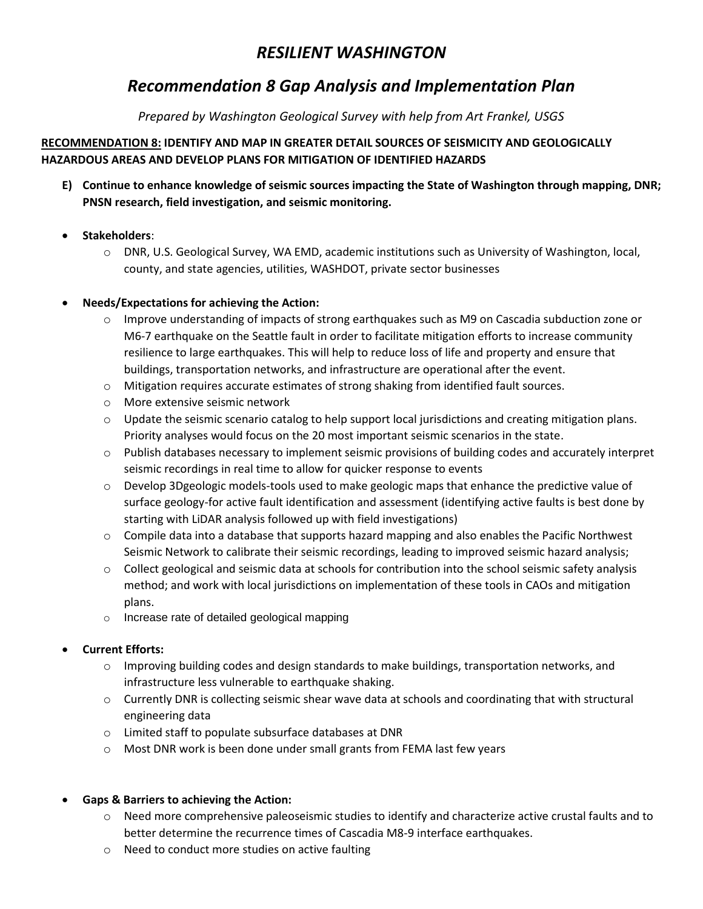# *RESILIENT WASHINGTON*

## *Recommendation 8 Gap Analysis and Implementation Plan*

*Prepared by Washington Geological Survey with help from Art Frankel, USGS*

**<u>RECOMMENDATION 8:</u> IDENTIFY AND MAP IN GREATER DETAIL SOURCES OF SEISMICITY AND GEOLOGICALLY HAZARDOUS AREAS AND DEVELOP PLANS FOR MITIGATION OF IDENTIFIED HAZARDS**

**E) Continue to enhance knowledge of seismic sources impacting the State of Washington through mapping, DNR; PNSN research, field investigation, and seismic monitoring.**

- **Stakeholders**:
  - DNR, U.S. Geological Survey, WA EMD, academic institutions such as University of Washington, local, county, and state agencies, utilities, WASHDOT, private sector businesses

- **Needs/Expectations for achieving the Action:**
  - Improve understanding of impacts of strong earthquakes such as M9 on Cascadia subduction zone or M6-7 earthquake on the Seattle fault in order to facilitate mitigation efforts to increase community resilience to large earthquakes. This will help to reduce loss of life and property and ensure that buildings, transportation networks, and infrastructure are operational after the event.
  - Mitigation requires accurate estimates of strong shaking from identified fault sources.
  - More extensive seismic network
  - Update the seismic scenario catalog to help support local jurisdictions and creating mitigation plans. Priority analyses would focus on the 20 most important seismic scenarios in the state.
  - Publish databases necessary to implement seismic provisions of building codes and accurately interpret seismic recordings in real time to allow for quicker response to events
  - Develop 3Dgeologic models-tools used to make geologic maps that enhance the predictive value of surface geology-for active fault identification and assessment (identifying active faults is best done by starting with LiDAR analysis followed up with field investigations)
  - Compile data into a database that supports hazard mapping and also enables the Pacific Northwest Seismic Network to calibrate their seismic recordings, leading to improved seismic hazard analysis;
  - Collect geological and seismic data at schools for contribution into the school seismic safety analysis method; and work with local jurisdictions on implementation of these tools in CAOs and mitigation plans.
  - Increase rate of detailed geological mapping

- **Current Efforts:**
  - Improving building codes and design standards to make buildings, transportation networks, and infrastructure less vulnerable to earthquake shaking.
  - Currently DNR is collecting seismic shear wave data at schools and coordinating that with structural engineering data
  - Limited staff to populate subsurface databases at DNR
  - Most DNR work is been done under small grants from FEMA last few years

- **Gaps & Barriers to achieving the Action:**
  - Need more comprehensive paleoseismic studies to identify and characterize active crustal faults and to better determine the recurrence times of Cascadia M8-9 interface earthquakes.
  - Need to conduct more studies on active faulting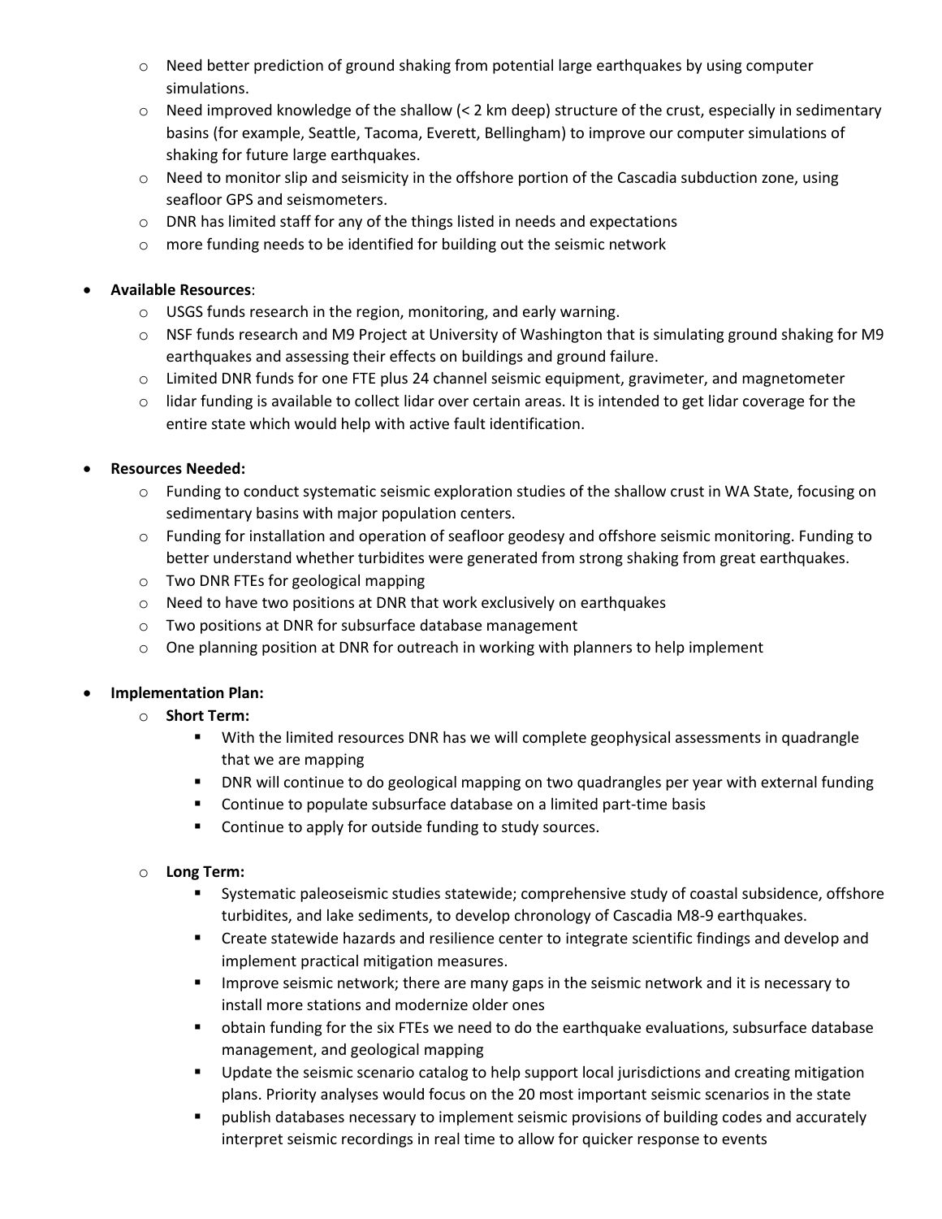- Need better prediction of ground shaking from potential large earthquakes by using computer simulations.
- Need improved knowledge of the shallow (< 2 km deep) structure of the crust, especially in sedimentary basins (for example, Seattle, Tacoma, Everett, Bellingham) to improve our computer simulations of shaking for future large earthquakes.
- Need to monitor slip and seismicity in the offshore portion of the Cascadia subduction zone, using seafloor GPS and seismometers.
- DNR has limited staff for any of the things listed in needs and expectations
- more funding needs to be identified for building out the seismic network

- **Available Resources**:
  - USGS funds research in the region, monitoring, and early warning.
  - NSF funds research and M9 Project at University of Washington that is simulating ground shaking for M9 earthquakes and assessing their effects on buildings and ground failure.
  - Limited DNR funds for one FTE plus 24 channel seismic equipment, gravimeter, and magnetometer
  - lidar funding is available to collect lidar over certain areas. It is intended to get lidar coverage for the entire state which would help with active fault identification.

- **Resources Needed:**
  - Funding to conduct systematic seismic exploration studies of the shallow crust in WA State, focusing on sedimentary basins with major population centers.
  - Funding for installation and operation of seafloor geodesy and offshore seismic monitoring. Funding to better understand whether turbidites were generated from strong shaking from great earthquakes.
  - Two DNR FTEs for geological mapping
  - Need to have two positions at DNR that work exclusively on earthquakes
  - Two positions at DNR for subsurface database management
  - One planning position at DNR for outreach in working with planners to help implement

- **Implementation Plan:**
  - **Short Term:**
    - With the limited resources DNR has we will complete geophysical assessments in quadrangle that we are mapping
    - DNR will continue to do geological mapping on two quadrangles per year with external funding
    - Continue to populate subsurface database on a limited part-time basis
    - Continue to apply for outside funding to study sources.

  - **Long Term:**
    - Systematic paleoseismic studies statewide; comprehensive study of coastal subsidence, offshore turbidites, and lake sediments, to develop chronology of Cascadia M8-9 earthquakes.
    - Create statewide hazards and resilience center to integrate scientific findings and develop and implement practical mitigation measures.
    - Improve seismic network; there are many gaps in the seismic network and it is necessary to install more stations and modernize older ones
    - obtain funding for the six FTEs we need to do the earthquake evaluations, subsurface database management, and geological mapping
    - Update the seismic scenario catalog to help support local jurisdictions and creating mitigation plans. Priority analyses would focus on the 20 most important seismic scenarios in the state
    - publish databases necessary to implement seismic provisions of building codes and accurately interpret seismic recordings in real time to allow for quicker response to events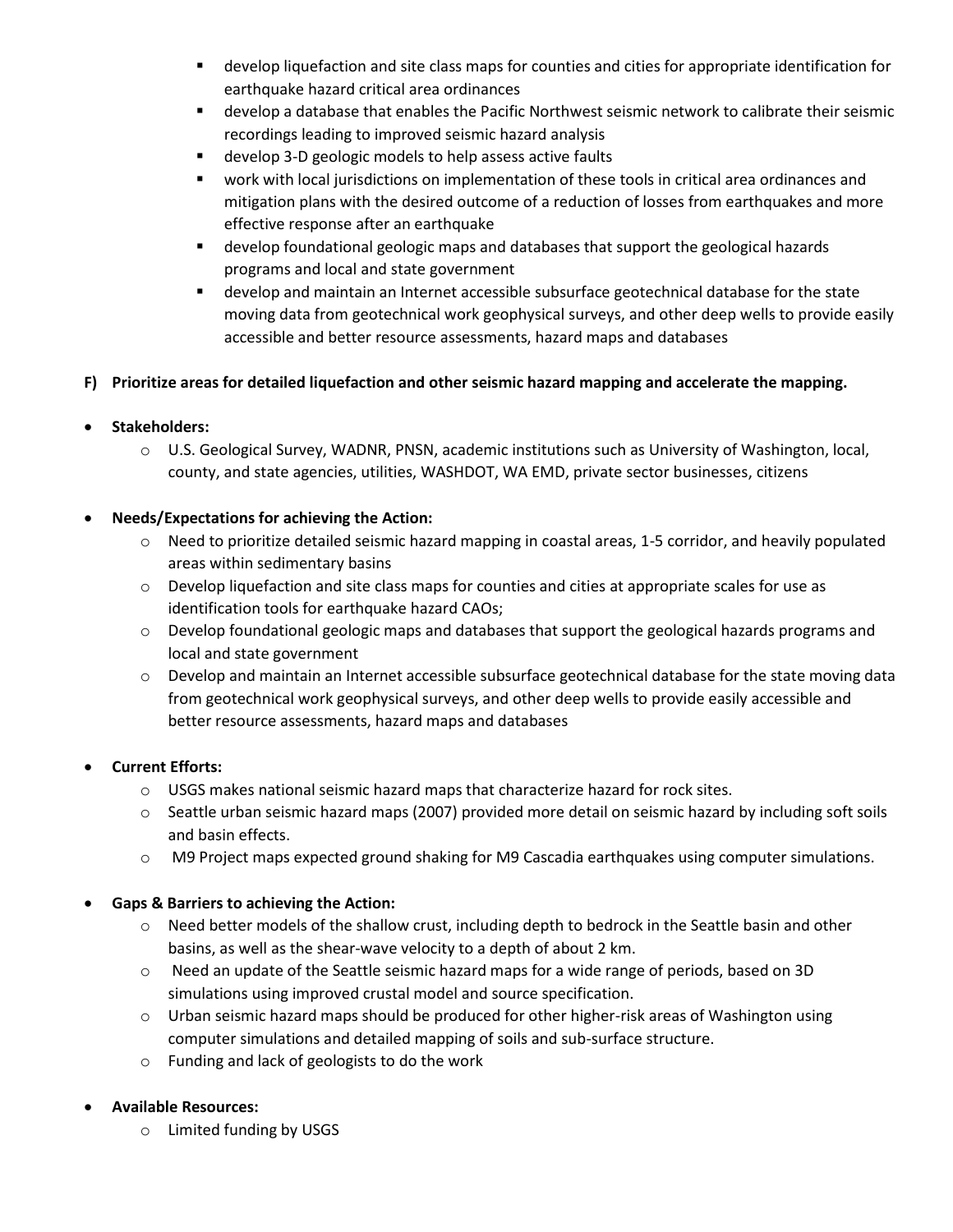- develop liquefaction and site class maps for counties and cities for appropriate identification for earthquake hazard critical area ordinances
- develop a database that enables the Pacific Northwest seismic network to calibrate their seismic recordings leading to improved seismic hazard analysis
- develop 3-D geologic models to help assess active faults
- work with local jurisdictions on implementation of these tools in critical area ordinances and mitigation plans with the desired outcome of a reduction of losses from earthquakes and more effective response after an earthquake
- develop foundational geologic maps and databases that support the geological hazards programs and local and state government
- develop and maintain an Internet accessible subsurface geotechnical database for the state moving data from geotechnical work geophysical surveys, and other deep wells to provide easily accessible and better resource assessments, hazard maps and databases

**F) Prioritize areas for detailed liquefaction and other seismic hazard mapping and accelerate the mapping.**

- **Stakeholders:**
  - U.S. Geological Survey, WADNR, PNSN, academic institutions such as University of Washington, local, county, and state agencies, utilities, WASHDOT, WA EMD, private sector businesses, citizens

- **Needs/Expectations for achieving the Action:**
  - Need to prioritize detailed seismic hazard mapping in coastal areas, 1-5 corridor, and heavily populated areas within sedimentary basins
  - Develop liquefaction and site class maps for counties and cities at appropriate scales for use as identification tools for earthquake hazard CAOs;
  - Develop foundational geologic maps and databases that support the geological hazards programs and local and state government
  - Develop and maintain an Internet accessible subsurface geotechnical database for the state moving data from geotechnical work geophysical surveys, and other deep wells to provide easily accessible and better resource assessments, hazard maps and databases

- **Current Efforts:**
  - USGS makes national seismic hazard maps that characterize hazard for rock sites.
  - Seattle urban seismic hazard maps (2007) provided more detail on seismic hazard by including soft soils and basin effects.
  - M9 Project maps expected ground shaking for M9 Cascadia earthquakes using computer simulations.

- **Gaps & Barriers to achieving the Action:**
  - Need better models of the shallow crust, including depth to bedrock in the Seattle basin and other basins, as well as the shear-wave velocity to a depth of about 2 km.
  - Need an update of the Seattle seismic hazard maps for a wide range of periods, based on 3D simulations using improved crustal model and source specification.
  - Urban seismic hazard maps should be produced for other higher-risk areas of Washington using computer simulations and detailed mapping of soils and sub-surface structure.
  - Funding and lack of geologists to do the work

- **Available Resources:**
  - Limited funding by USGS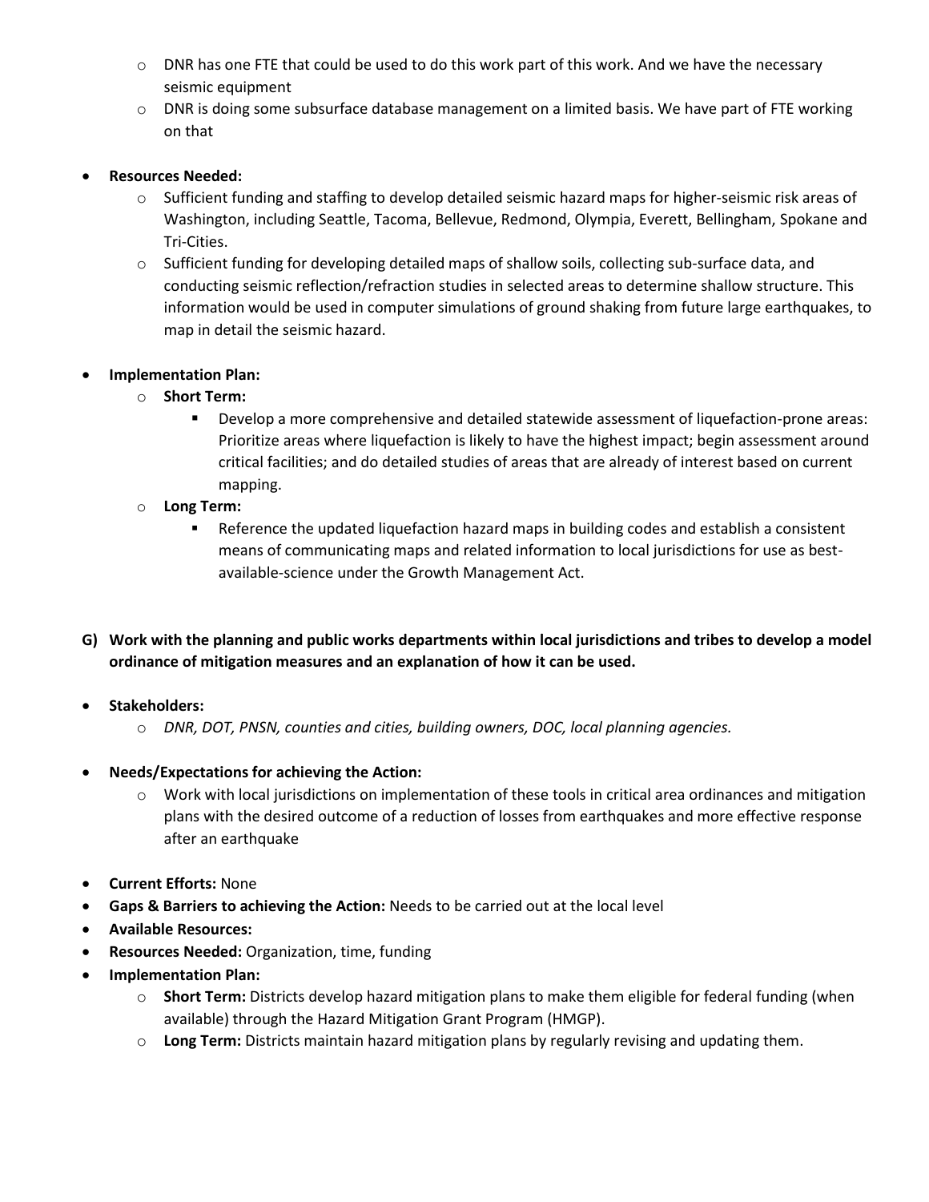- DNR has one FTE that could be used to do this work part of this work. And we have the necessary seismic equipment
  - DNR is doing some subsurface database management on a limited basis. We have part of FTE working on that

- **Resources Needed:**
  - Sufficient funding and staffing to develop detailed seismic hazard maps for higher-seismic risk areas of Washington, including Seattle, Tacoma, Bellevue, Redmond, Olympia, Everett, Bellingham, Spokane and Tri-Cities.
  - Sufficient funding for developing detailed maps of shallow soils, collecting sub-surface data, and conducting seismic reflection/refraction studies in selected areas to determine shallow structure. This information would be used in computer simulations of ground shaking from future large earthquakes, to map in detail the seismic hazard.

- **Implementation Plan:**
  - **Short Term:**
    - Develop a more comprehensive and detailed statewide assessment of liquefaction-prone areas: Prioritize areas where liquefaction is likely to have the highest impact; begin assessment around critical facilities; and do detailed studies of areas that are already of interest based on current mapping.
  - **Long Term:**
    - Reference the updated liquefaction hazard maps in building codes and establish a consistent means of communicating maps and related information to local jurisdictions for use as best-available-science under the Growth Management Act.

**G) Work with the planning and public works departments within local jurisdictions and tribes to develop a model ordinance of mitigation measures and an explanation of how it can be used.**

- **Stakeholders:**
  - *DNR, DOT, PNSN, counties and cities, building owners, DOC, local planning agencies.*

- **Needs/Expectations for achieving the Action:**
  - Work with local jurisdictions on implementation of these tools in critical area ordinances and mitigation plans with the desired outcome of a reduction of losses from earthquakes and more effective response after an earthquake

- **Current Efforts:** None
- **Gaps & Barriers to achieving the Action:** Needs to be carried out at the local level
- **Available Resources:**
- **Resources Needed:** Organization, time, funding
- **Implementation Plan:**
  - **Short Term:** Districts develop hazard mitigation plans to make them eligible for federal funding (when available) through the Hazard Mitigation Grant Program (HMGP).
  - **Long Term:** Districts maintain hazard mitigation plans by regularly revising and updating them.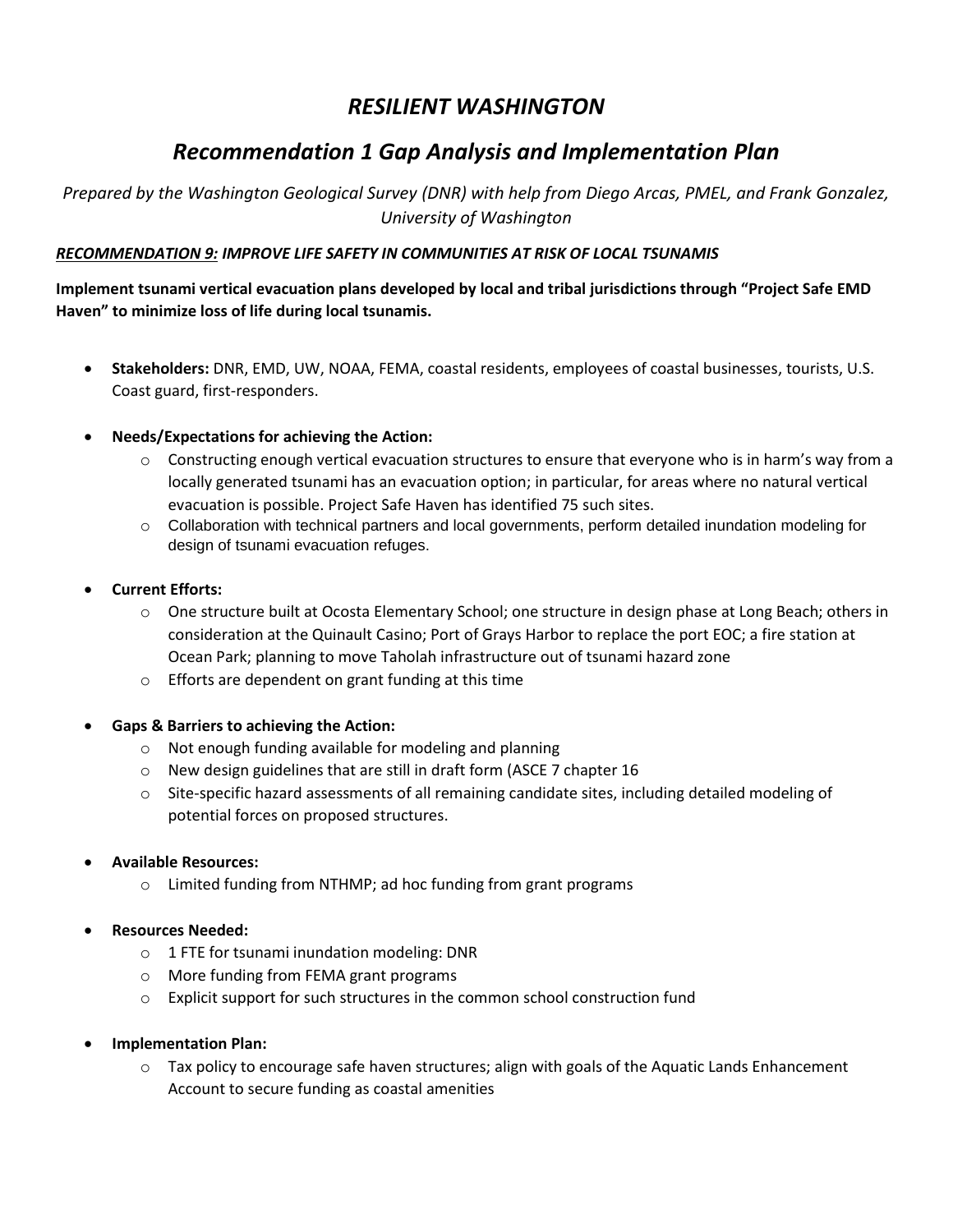# *RESILIENT WASHINGTON*

## *Recommendation 1 Gap Analysis and Implementation Plan*

*Prepared by the Washington Geological Survey (DNR) with help from Diego Arcas, PMEL, and Frank Gonzalez, University of Washington*

***<u>RECOMMENDATION 9:</u> IMPROVE LIFE SAFETY IN COMMUNITIES AT RISK OF LOCAL TSUNAMIS***

**Implement tsunami vertical evacuation plans developed by local and tribal jurisdictions through "Project Safe EMD Haven" to minimize loss of life during local tsunamis.**

- **Stakeholders:** DNR, EMD, UW, NOAA, FEMA, coastal residents, employees of coastal businesses, tourists, U.S. Coast guard, first-responders.

- **Needs/Expectations for achieving the Action:**
  - Constructing enough vertical evacuation structures to ensure that everyone who is in harm's way from a locally generated tsunami has an evacuation option; in particular, for areas where no natural vertical evacuation is possible. Project Safe Haven has identified 75 such sites.
  - Collaboration with technical partners and local governments, perform detailed inundation modeling for design of tsunami evacuation refuges.

- **Current Efforts:**
  - One structure built at Ocosta Elementary School; one structure in design phase at Long Beach; others in consideration at the Quinault Casino; Port of Grays Harbor to replace the port EOC; a fire station at Ocean Park; planning to move Taholah infrastructure out of tsunami hazard zone
  - Efforts are dependent on grant funding at this time

- **Gaps & Barriers to achieving the Action:**
  - Not enough funding available for modeling and planning
  - New design guidelines that are still in draft form (ASCE 7 chapter 16
  - Site-specific hazard assessments of all remaining candidate sites, including detailed modeling of potential forces on proposed structures.

- **Available Resources:**
  - Limited funding from NTHMP; ad hoc funding from grant programs

- **Resources Needed:**
  - 1 FTE for tsunami inundation modeling: DNR
  - More funding from FEMA grant programs
  - Explicit support for such structures in the common school construction fund

- **Implementation Plan:**
  - Tax policy to encourage safe haven structures; align with goals of the Aquatic Lands Enhancement Account to secure funding as coastal amenities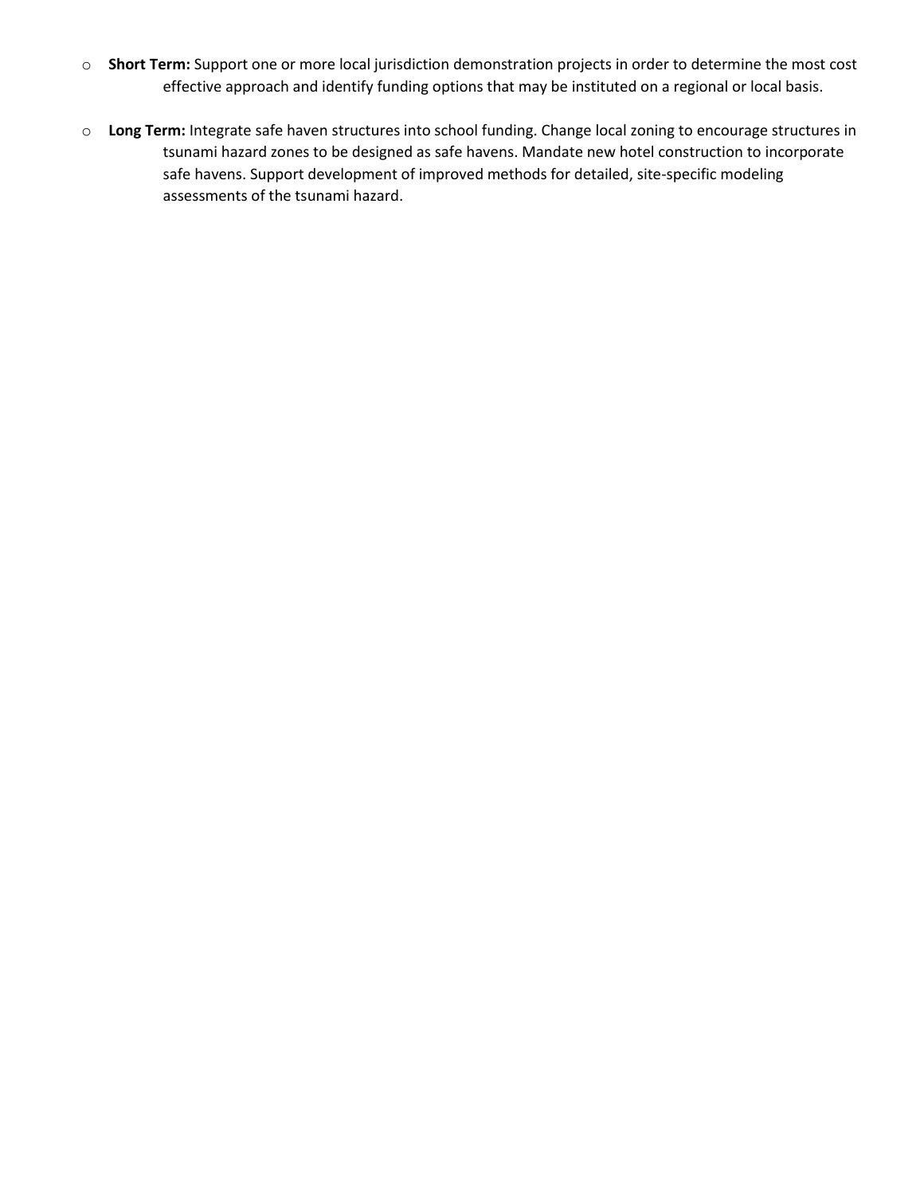- **Short Term:** Support one or more local jurisdiction demonstration projects in order to determine the most cost effective approach and identify funding options that may be instituted on a regional or local basis.
- **Long Term:** Integrate safe haven structures into school funding. Change local zoning to encourage structures in tsunami hazard zones to be designed as safe havens. Mandate new hotel construction to incorporate safe havens. Support development of improved methods for detailed, site-specific modeling assessments of the tsunami hazard.